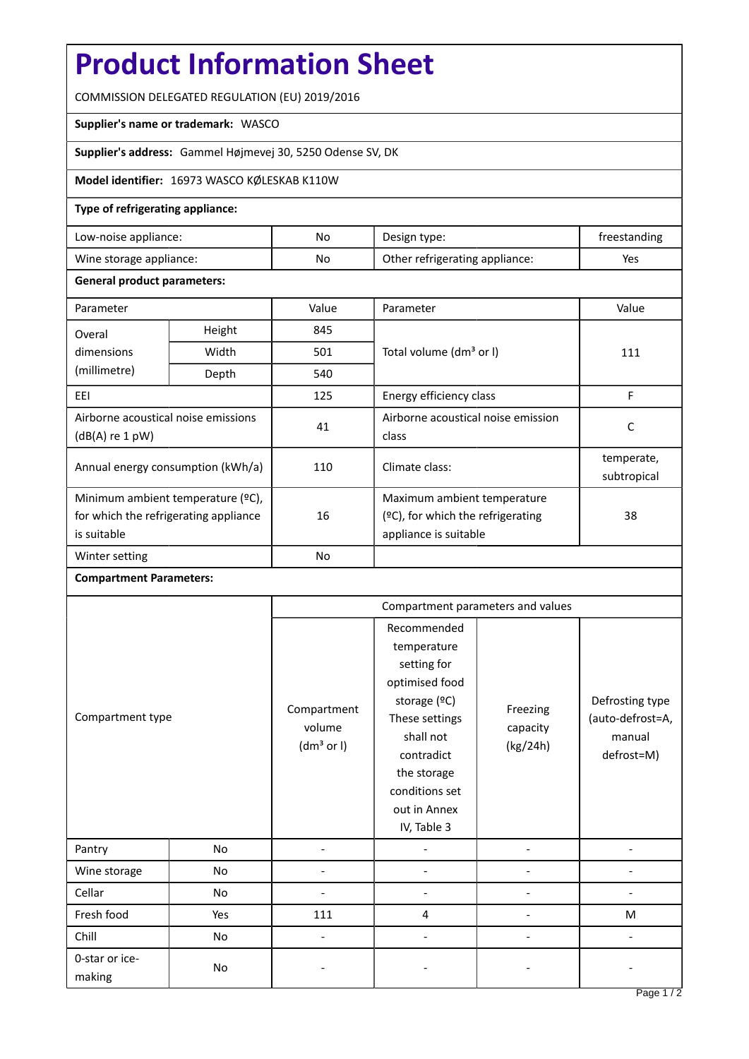# Product Information Sheet

COMMISSION DELEGATED REGULATION (EU) 2019/2016

**Supplier's name or trademark:** WASCO

**Supplier's address:** Gammel Højmevej 30, 5250 Odense SV, DK

**Model identifier:** 16973 WASCO KØLESKAB K110W

**Type of refrigerating appliance:**

| | | | |
|---|---|---|---|
| Low-noise appliance: | No | Design type: | freestanding |
| Wine storage appliance: | No | Other refrigerating appliance: | Yes |

**General product parameters:**

| Parameter | | Value | Parameter | Value |
|---|---|---|---|---|
| Overal dimensions (millimetre) | Height | 845 | Total volume (dm³ or l) | 111 |
| | Width | 501 | | |
| | Depth | 540 | | |
| EEI | | 125 | Energy efficiency class | F |
| Airborne acoustical noise emissions (dB(A) re 1 pW) | | 41 | Airborne acoustical noise emission class | C |
| Annual energy consumption (kWh/a) | | 110 | Climate class: | temperate, subtropical |
| Minimum ambient temperature (ºC), for which the refrigerating appliance is suitable | | 16 | Maximum ambient temperature (ºC), for which the refrigerating appliance is suitable | 38 |
| Winter setting | | No | | |

**Compartment Parameters:**

| Compartment type | | Compartment parameters and values | | | |
|---|---|---|---|---|---|
| | | Compartment volume (dm³ or l) | Recommended temperature setting for optimised food storage (ºC) These settings shall not contradict the storage conditions set out in Annex IV, Table 3 | Freezing capacity (kg/24h) | Defrosting type (auto-defrost=A, manual defrost=M) |
| Pantry | No | - | - | - | - |
| Wine storage | No | - | - | - | - |
| Cellar | No | - | - | - | - |
| Fresh food | Yes | 111 | 4 | - | M |
| Chill | No | - | - | - | - |
| 0-star or ice-making | No | - | - | - | - |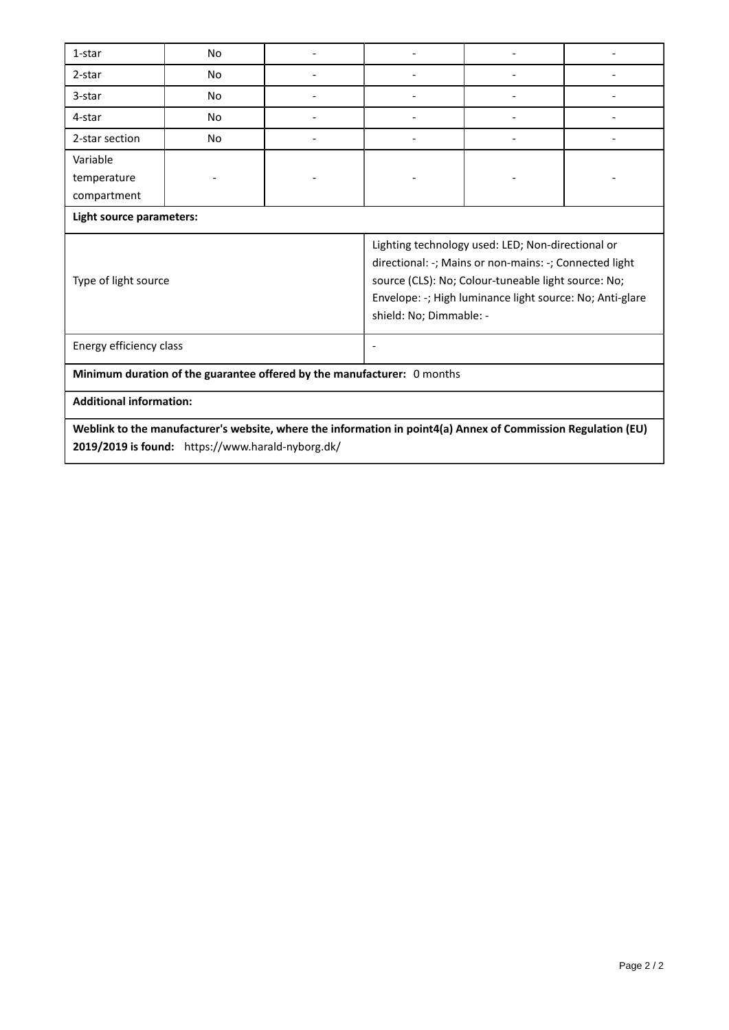| | | | | | |
|---|---|---|---|---|---|
| 1-star | No | - | - | - | - |
| 2-star | No | - | - | - | - |
| 3-star | No | - | - | - | - |
| 4-star | No | - | - | - | - |
| 2-star section | No | - | - | - | - |
| Variable temperature compartment | - | - | - | - | - |
| **Light source parameters:** | | | | | |
| Type of light source | | | Lighting technology used: LED; Non-directional or directional: -; Mains or non-mains: -; Connected light source (CLS): No; Colour-tuneable light source: No; Envelope: -; High luminance light source: No; Anti-glare shield: No; Dimmable: - | | |
| Energy efficiency class | | | - | | |
| **Minimum duration of the guarantee offered by the manufacturer:** 0 months | | | | | |
| **Additional information:** | | | | | |
| **Weblink to the manufacturer's website, where the information in point4(a) Annex of Commission Regulation (EU) 2019/2019 is found:** https://www.harald-nyborg.dk/ | | | | | |